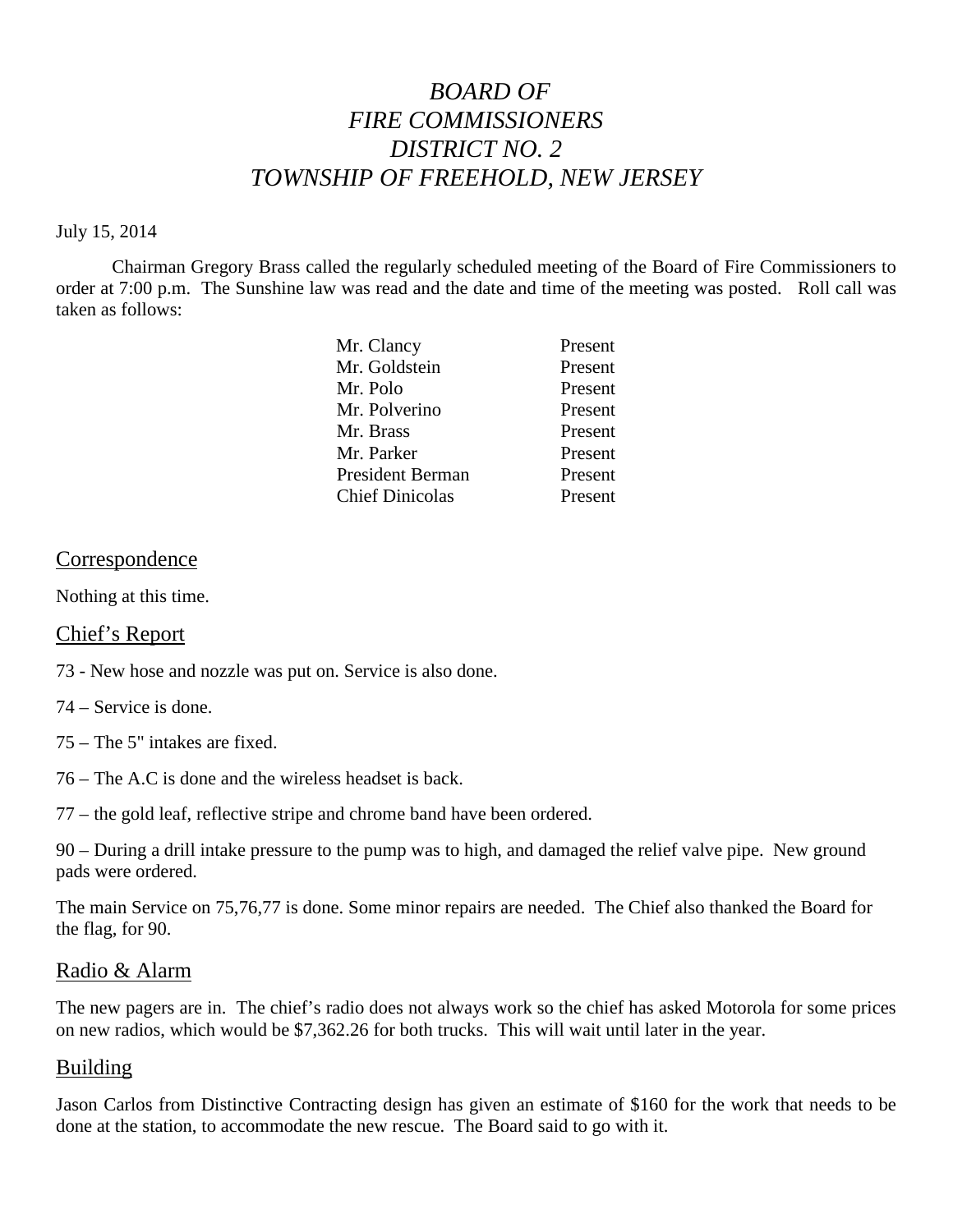# *BOARD OF FIRE COMMISSIONERS DISTRICT NO. 2 TOWNSHIP OF FREEHOLD, NEW JERSEY*

July 15, 2014

Chairman Gregory Brass called the regularly scheduled meeting of the Board of Fire Commissioners to order at 7:00 p.m. The Sunshine law was read and the date and time of the meeting was posted. Roll call was taken as follows:

| | |
|---|---|
| Mr. Clancy | Present |
| Mr. Goldstein | Present |
| Mr. Polo | Present |
| Mr. Polverino | Present |
| Mr. Brass | Present |
| Mr. Parker | Present |
| President Berman | Present |
| Chief Dinicolas | Present |

## Correspondence

Nothing at this time.

## Chief's Report

73 - New hose and nozzle was put on. Service is also done.

74 – Service is done.

75 – The 5" intakes are fixed.

76 – The A.C is done and the wireless headset is back.

77 – the gold leaf, reflective stripe and chrome band have been ordered.

90 – During a drill intake pressure to the pump was to high, and damaged the relief valve pipe. New ground pads were ordered.

The main Service on 75,76,77 is done. Some minor repairs are needed. The Chief also thanked the Board for the flag, for 90.

## Radio & Alarm

The new pagers are in. The chief's radio does not always work so the chief has asked Motorola for some prices on new radios, which would be $7,362.26 for both trucks. This will wait until later in the year.

## Building

Jason Carlos from Distinctive Contracting design has given an estimate of $160 for the work that needs to be done at the station, to accommodate the new rescue. The Board said to go with it.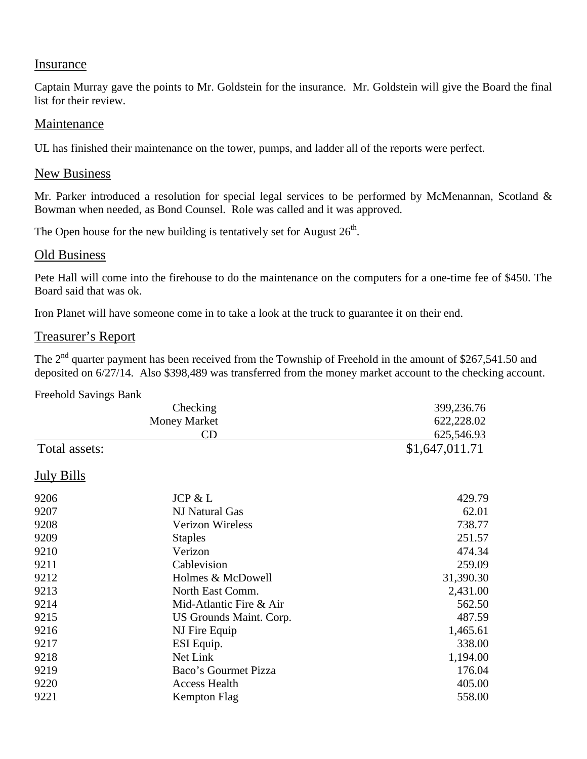## Insurance

Captain Murray gave the points to Mr. Goldstein for the insurance. Mr. Goldstein will give the Board the final list for their review.

## Maintenance

UL has finished their maintenance on the tower, pumps, and ladder all of the reports were perfect.

## New Business

Mr. Parker introduced a resolution for special legal services to be performed by McMenannan, Scotland & Bowman when needed, as Bond Counsel. Role was called and it was approved.

The Open house for the new building is tentatively set for August 26th.

## Old Business

Pete Hall will come into the firehouse to do the maintenance on the computers for a one-time fee of $450. The Board said that was ok.

Iron Planet will have someone come in to take a look at the truck to guarantee it on their end.

## Treasurer's Report

The 2nd quarter payment has been received from the Township of Freehold in the amount of $267,541.50 and deposited on 6/27/14. Also $398,489 was transferred from the money market account to the checking account.

Freehold Savings Bank

| | | |
|---|---|---|
| | Checking | 399,236.76 |
| | Money Market | 622,228.02 |
| | CD | 625,546.93 |
| Total assets: | | $1,647,011.71 |

## July Bills

| | | |
|---|---|---|
| 9206 | JCP & L | 429.79 |
| 9207 | NJ Natural Gas | 62.01 |
| 9208 | Verizon Wireless | 738.77 |
| 9209 | Staples | 251.57 |
| 9210 | Verizon | 474.34 |
| 9211 | Cablevision | 259.09 |
| 9212 | Holmes & McDowell | 31,390.30 |
| 9213 | North East Comm. | 2,431.00 |
| 9214 | Mid-Atlantic Fire & Air | 562.50 |
| 9215 | US Grounds Maint. Corp. | 487.59 |
| 9216 | NJ Fire Equip | 1,465.61 |
| 9217 | ESI Equip. | 338.00 |
| 9218 | Net Link | 1,194.00 |
| 9219 | Baco's Gourmet Pizza | 176.04 |
| 9220 | Access Health | 405.00 |
| 9221 | Kempton Flag | 558.00 |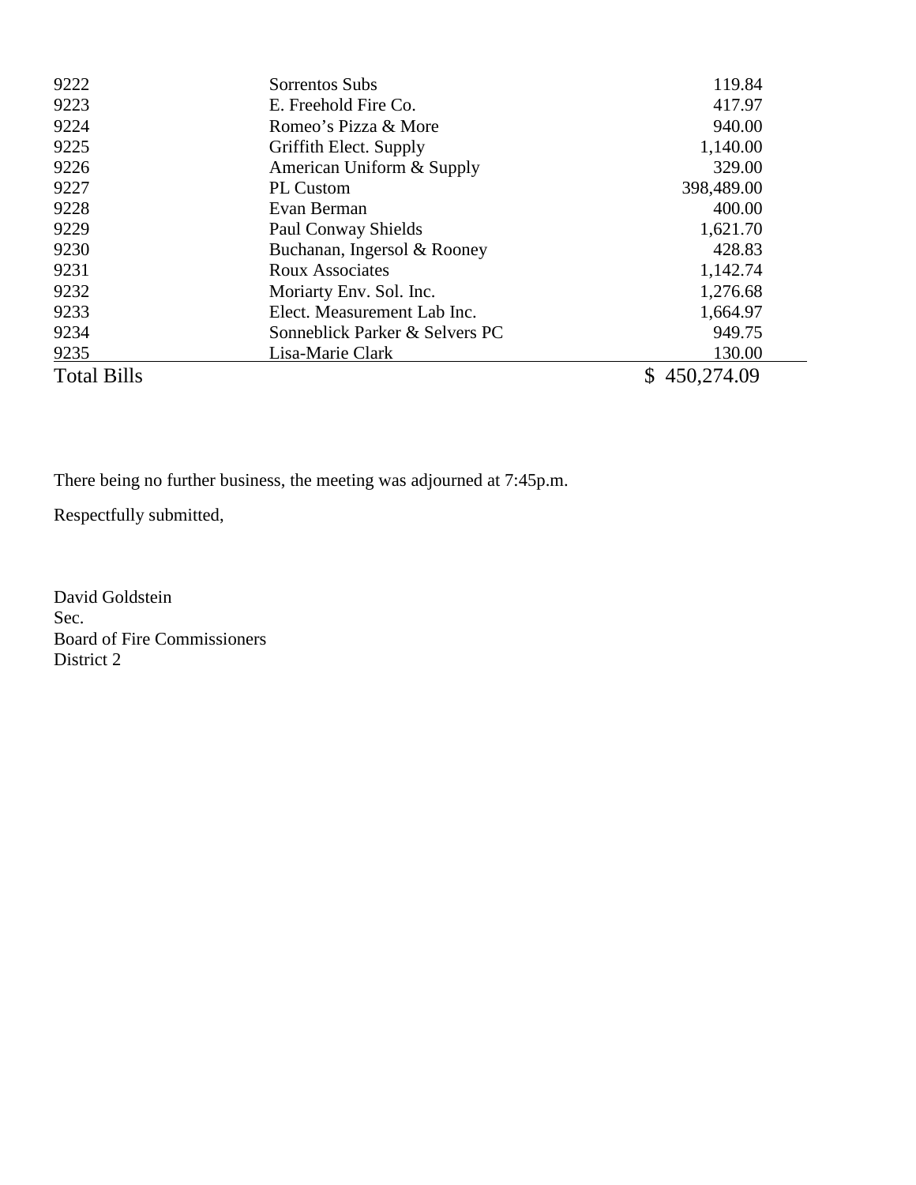| | | |
|---|---|---|
| 9222 | Sorrentos Subs | 119.84 |
| 9223 | E. Freehold Fire Co. | 417.97 |
| 9224 | Romeo's Pizza & More | 940.00 |
| 9225 | Griffith Elect. Supply | 1,140.00 |
| 9226 | American Uniform & Supply | 329.00 |
| 9227 | PL Custom | 398,489.00 |
| 9228 | Evan Berman | 400.00 |
| 9229 | Paul Conway Shields | 1,621.70 |
| 9230 | Buchanan, Ingersol & Rooney | 428.83 |
| 9231 | Roux Associates | 1,142.74 |
| 9232 | Moriarty Env. Sol. Inc. | 1,276.68 |
| 9233 | Elect. Measurement Lab Inc. | 1,664.97 |
| 9234 | Sonneblick Parker & Selvers PC | 949.75 |
| 9235 | Lisa-Marie Clark | 130.00 |
| Total Bills | | $ 450,274.09 |

There being no further business, the meeting was adjourned at 7:45p.m.

Respectfully submitted,

David Goldstein
Sec.
Board of Fire Commissioners
District 2